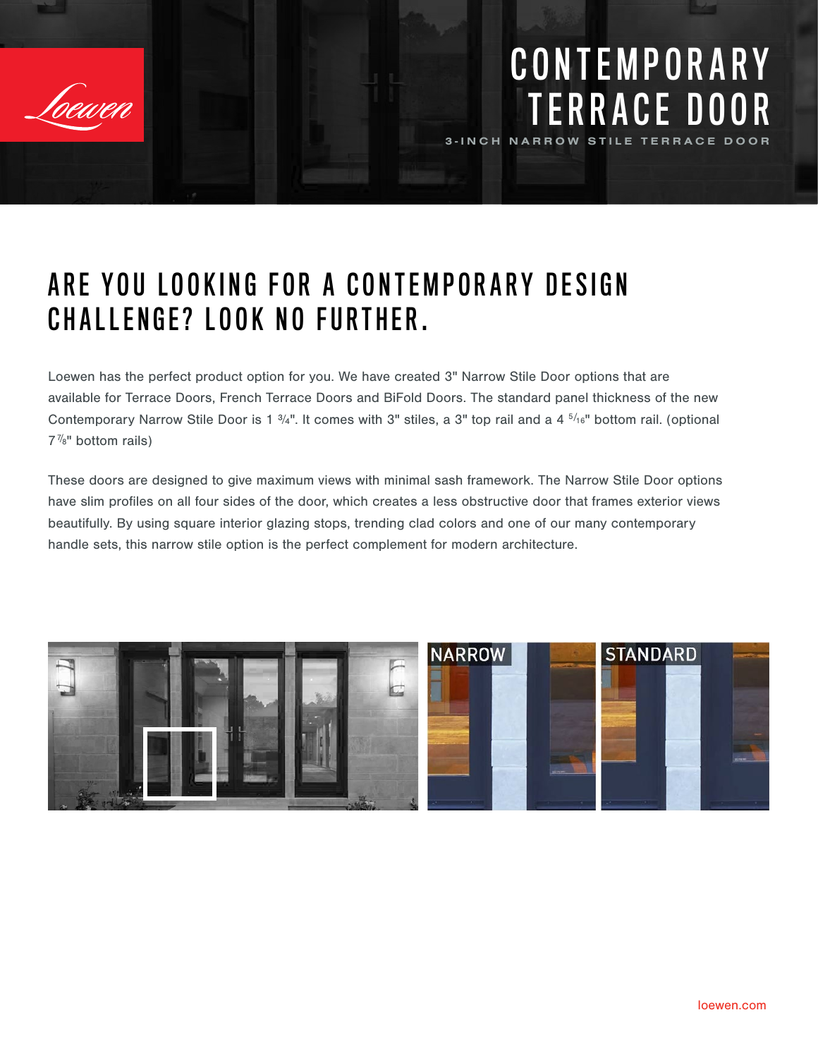# CONTEMPORARY TERRACE DOOR

3-INCH NARROW STILE TERRACE DOOR

## ARE YOU LOOKING FOR A CONTEMPORARY DESIGN CHALLENGE? LOOK NO FURTHER.

Loewen has the perfect product option for you. We have created 3" Narrow Stile Door options that are available for Terrace Doors, French Terrace Doors and BiFold Doors. The standard panel thickness of the new Contemporary Narrow Stile Door is 1 3/4". It comes with 3" stiles, a 3" top rail and a 4 5/16" bottom rail. (optional 7 7/8" bottom rails)

These doors are designed to give maximum views with minimal sash framework. The Narrow Stile Door options have slim profiles on all four sides of the door, which creates a less obstructive door that frames exterior views beautifully. By using square interior glazing stops, trending clad colors and one of our many contemporary handle sets, this narrow stile option is the perfect complement for modern architecture.

NARROW

STANDARD

loewen.com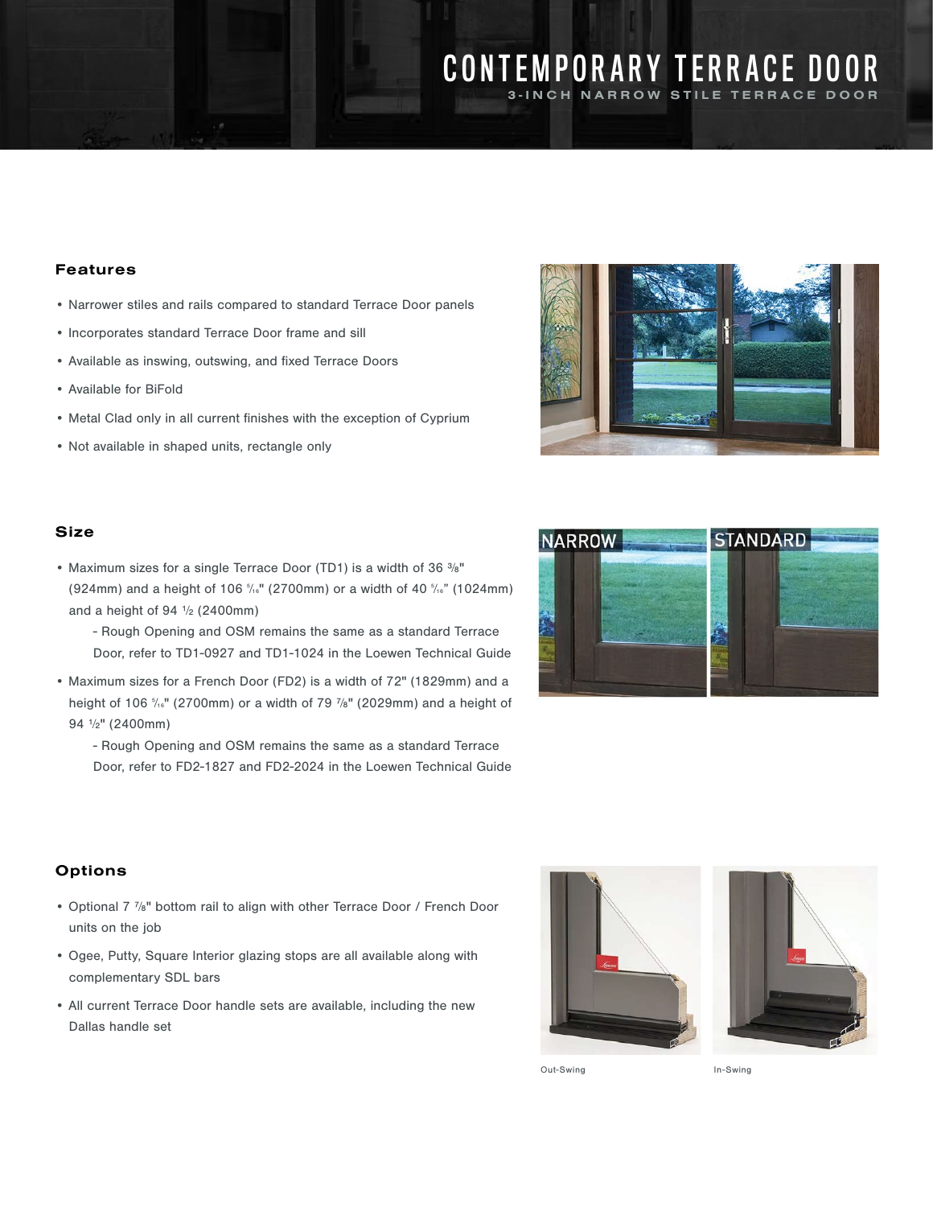# CONTEMPORARY TERRACE DOOR

## 3-INCH NARROW STILE TERRACE DOOR

### Features

- Narrower stiles and rails compared to standard Terrace Door panels
- Incorporates standard Terrace Door frame and sill
- Available as inswing, outswing, and fixed Terrace Doors
- Available for BiFold
- Metal Clad only in all current finishes with the exception of Cyprium
- Not available in shaped units, rectangle only

### Size

- Maximum sizes for a single Terrace Door (TD1) is a width of 36 3/8" (924mm) and a height of 106 5/16" (2700mm) or a width of 40 5/16" (1024mm) and a height of 94 1/2 (2400mm)
  - Rough Opening and OSM remains the same as a standard Terrace Door, refer to TD1-0927 and TD1-1024 in the Loewen Technical Guide
- Maximum sizes for a French Door (FD2) is a width of 72" (1829mm) and a height of 106 5/16" (2700mm) or a width of 79 7/8" (2029mm) and a height of 94 1/2" (2400mm)
  - Rough Opening and OSM remains the same as a standard Terrace Door, refer to FD2-1827 and FD2-2024 in the Loewen Technical Guide

NARROW STANDARD

### Options

- Optional 7 7/8" bottom rail to align with other Terrace Door / French Door units on the job
- Ogee, Putty, Square Interior glazing stops are all available along with complementary SDL bars
- All current Terrace Door handle sets are available, including the new Dallas handle set

Out-Swing In-Swing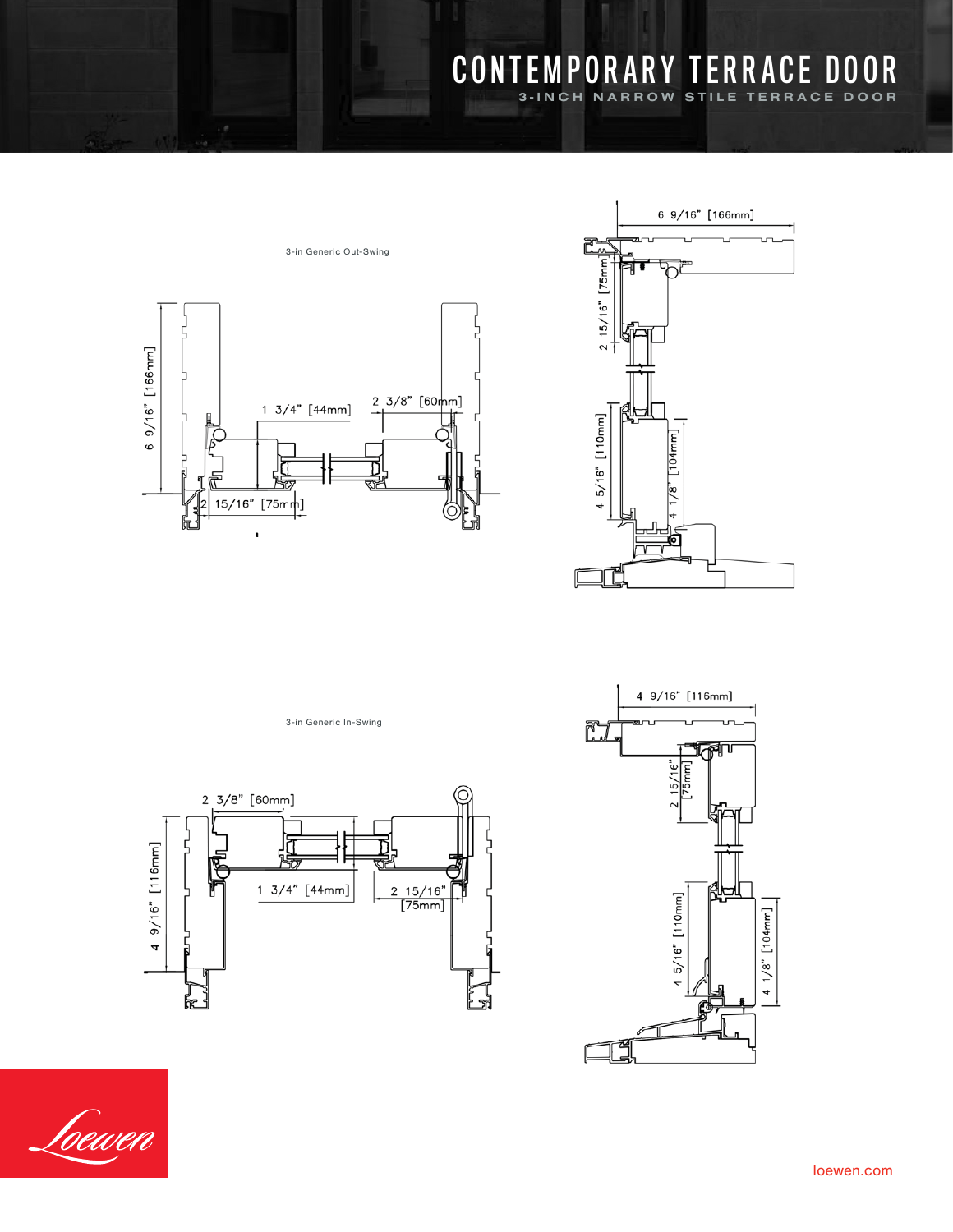# CONTEMPORARY TERRACE DOOR

3-INCH NARROW STILE TERRACE DOOR

3-in Generic Out-Swing

6 9/16" [166mm]

1 3/4" [44mm]

2 3/8" [60mm]

2 15/16" [75mm]

6 9/16" [166mm]

2 15/16" [75mm]

4 5/16" [110mm]

4 1/8" [104mm]

3-in Generic In-Swing

2 3/8" [60mm]

4 9/16" [116mm]

1 3/4" [44mm]

2 15/16" [75mm]

4 9/16" [116mm]

2 15/16" [75mm]

4 5/16" [110mm]

4 1/8" [104mm]

Loewen

loewen.com